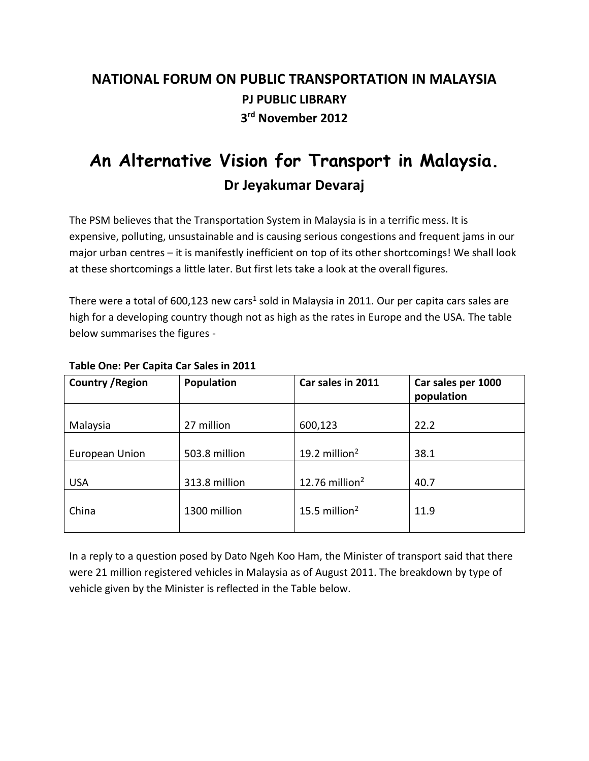## NATIONAL FORUM ON PUBLIC TRANSPORTATION IN MALAYSIA

### PJ PUBLIC LIBRARY

### 3rd November 2012

# An Alternative Vision for Transport in Malaysia.

## Dr Jeyakumar Devaraj

The PSM believes that the Transportation System in Malaysia is in a terrific mess. It is expensive, polluting, unsustainable and is causing serious congestions and frequent jams in our major urban centres – it is manifestly inefficient on top of its other shortcomings! We shall look at these shortcomings a little later. But first lets take a look at the overall figures.

There were a total of 600,123 new cars[1] sold in Malaysia in 2011. Our per capita cars sales are high for a developing country though not as high as the rates in Europe and the USA. The table below summarises the figures -

**Table One: Per Capita Car Sales in 2011**

| Country /Region | Population | Car sales in 2011 | Car sales per 1000 population |
|---|---|---|---|
| Malaysia | 27 million | 600,123 | 22.2 |
| European Union | 503.8 million | 19.2 million[2] | 38.1 |
| USA | 313.8 million | 12.76 million[2] | 40.7 |
| China | 1300 million | 15.5 million[2] | 11.9 |

In a reply to a question posed by Dato Ngeh Koo Ham, the Minister of transport said that there were 21 million registered vehicles in Malaysia as of August 2011. The breakdown by type of vehicle given by the Minister is reflected in the Table below.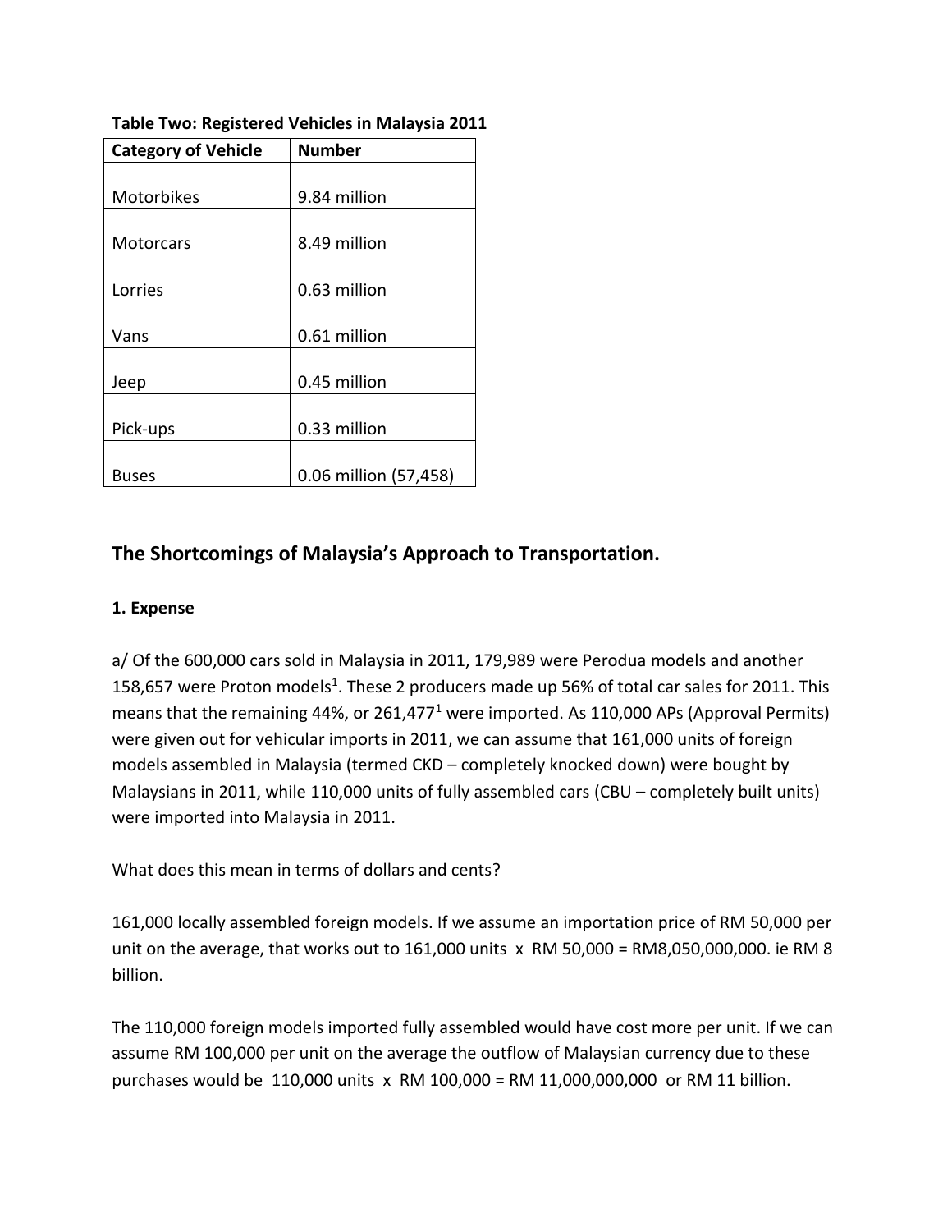**Table Two: Registered Vehicles in Malaysia 2011**

| Category of Vehicle | Number |
|---|---|
| Motorbikes | 9.84 million |
| Motorcars | 8.49 million |
| Lorries | 0.63 million |
| Vans | 0.61 million |
| Jeep | 0.45 million |
| Pick-ups | 0.33 million |
| Buses | 0.06 million (57,458) |

## The Shortcomings of Malaysia's Approach to Transportation.

### 1. Expense

a/ Of the 600,000 cars sold in Malaysia in 2011, 179,989 were Perodua models and another 158,657 were Proton models[1]. These 2 producers made up 56% of total car sales for 2011. This means that the remaining 44%, or 261,477[1] were imported. As 110,000 APs (Approval Permits) were given out for vehicular imports in 2011, we can assume that 161,000 units of foreign models assembled in Malaysia (termed CKD – completely knocked down) were bought by Malaysians in 2011, while 110,000 units of fully assembled cars (CBU – completely built units) were imported into Malaysia in 2011.

What does this mean in terms of dollars and cents?

161,000 locally assembled foreign models. If we assume an importation price of RM 50,000 per unit on the average, that works out to 161,000 units x RM 50,000 = RM8,050,000,000. ie RM 8 billion.

The 110,000 foreign models imported fully assembled would have cost more per unit. If we can assume RM 100,000 per unit on the average the outflow of Malaysian currency due to these purchases would be 110,000 units x RM 100,000 = RM 11,000,000,000 or RM 11 billion.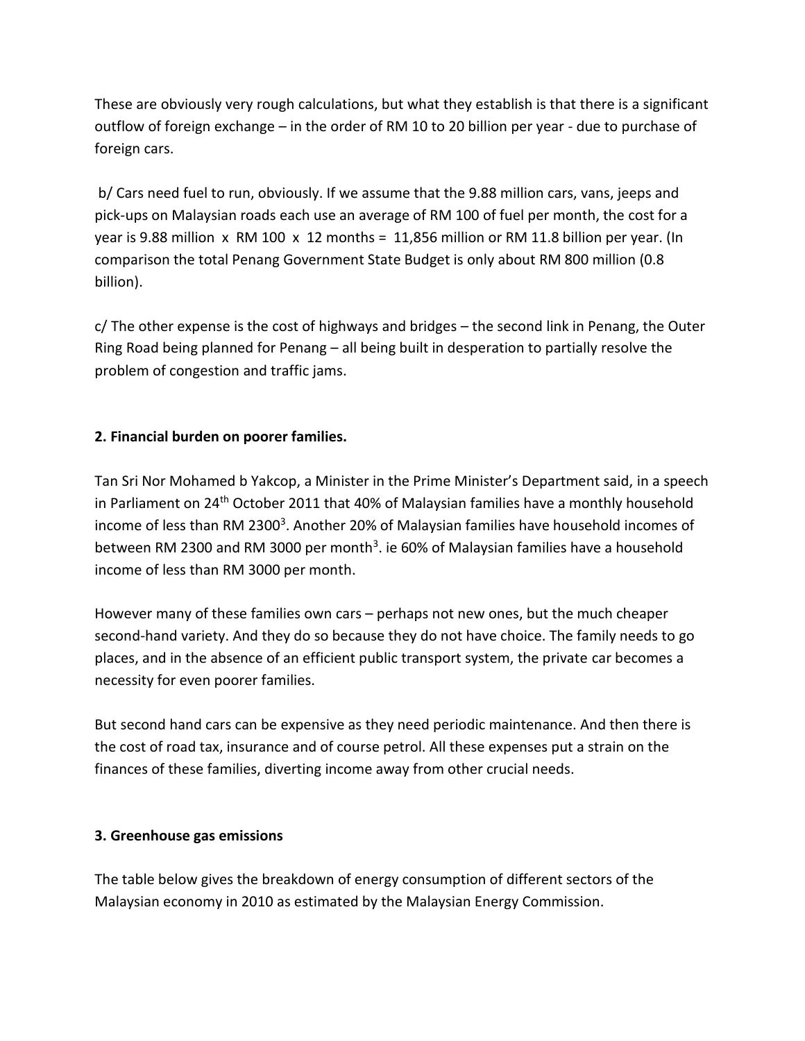These are obviously very rough calculations, but what they establish is that there is a significant outflow of foreign exchange – in the order of RM 10 to 20 billion per year - due to purchase of foreign cars.

b/ Cars need fuel to run, obviously. If we assume that the 9.88 million cars, vans, jeeps and pick-ups on Malaysian roads each use an average of RM 100 of fuel per month, the cost for a year is 9.88 million x RM 100 x 12 months = 11,856 million or RM 11.8 billion per year. (In comparison the total Penang Government State Budget is only about RM 800 million (0.8 billion).

c/ The other expense is the cost of highways and bridges – the second link in Penang, the Outer Ring Road being planned for Penang – all being built in desperation to partially resolve the problem of congestion and traffic jams.

**2. Financial burden on poorer families.**

Tan Sri Nor Mohamed b Yakcop, a Minister in the Prime Minister's Department said, in a speech in Parliament on 24th October 2011 that 40% of Malaysian families have a monthly household income of less than RM 2300[3]. Another 20% of Malaysian families have household incomes of between RM 2300 and RM 3000 per month[3]. ie 60% of Malaysian families have a household income of less than RM 3000 per month.

However many of these families own cars – perhaps not new ones, but the much cheaper second-hand variety. And they do so because they do not have choice. The family needs to go places, and in the absence of an efficient public transport system, the private car becomes a necessity for even poorer families.

But second hand cars can be expensive as they need periodic maintenance. And then there is the cost of road tax, insurance and of course petrol. All these expenses put a strain on the finances of these families, diverting income away from other crucial needs.

**3. Greenhouse gas emissions**

The table below gives the breakdown of energy consumption of different sectors of the Malaysian economy in 2010 as estimated by the Malaysian Energy Commission.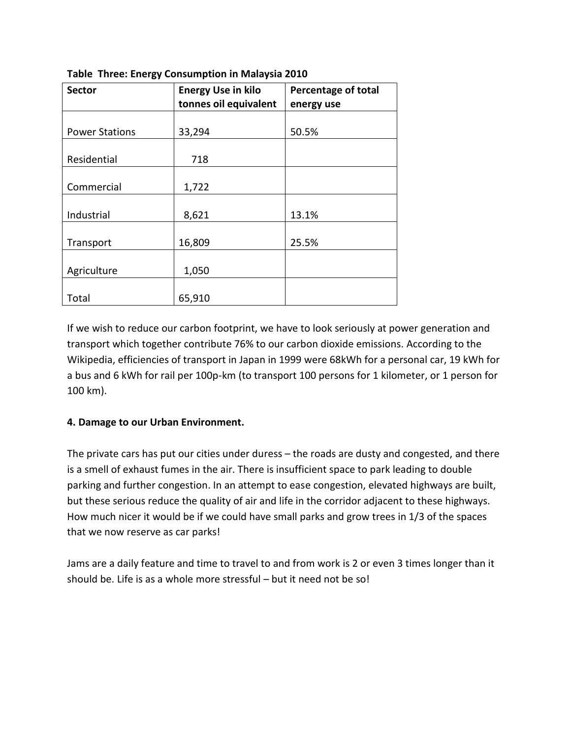**Table Three: Energy Consumption in Malaysia 2010**

| Sector | Energy Use in kilo tonnes oil equivalent | Percentage of total energy use |
|---|---|---|
| Power Stations | 33,294 | 50.5% |
| Residential | 718 | |
| Commercial | 1,722 | |
| Industrial | 8,621 | 13.1% |
| Transport | 16,809 | 25.5% |
| Agriculture | 1,050 | |
| Total | 65,910 | |

If we wish to reduce our carbon footprint, we have to look seriously at power generation and transport which together contribute 76% to our carbon dioxide emissions. According to the Wikipedia, efficiencies of transport in Japan in 1999 were 68kWh for a personal car, 19 kWh for a bus and 6 kWh for rail per 100p-km (to transport 100 persons for 1 kilometer, or 1 person for 100 km).

**4. Damage to our Urban Environment.**

The private cars has put our cities under duress – the roads are dusty and congested, and there is a smell of exhaust fumes in the air. There is insufficient space to park leading to double parking and further congestion. In an attempt to ease congestion, elevated highways are built, but these serious reduce the quality of air and life in the corridor adjacent to these highways. How much nicer it would be if we could have small parks and grow trees in 1/3 of the spaces that we now reserve as car parks!

Jams are a daily feature and time to travel to and from work is 2 or even 3 times longer than it should be. Life is as a whole more stressful – but it need not be so!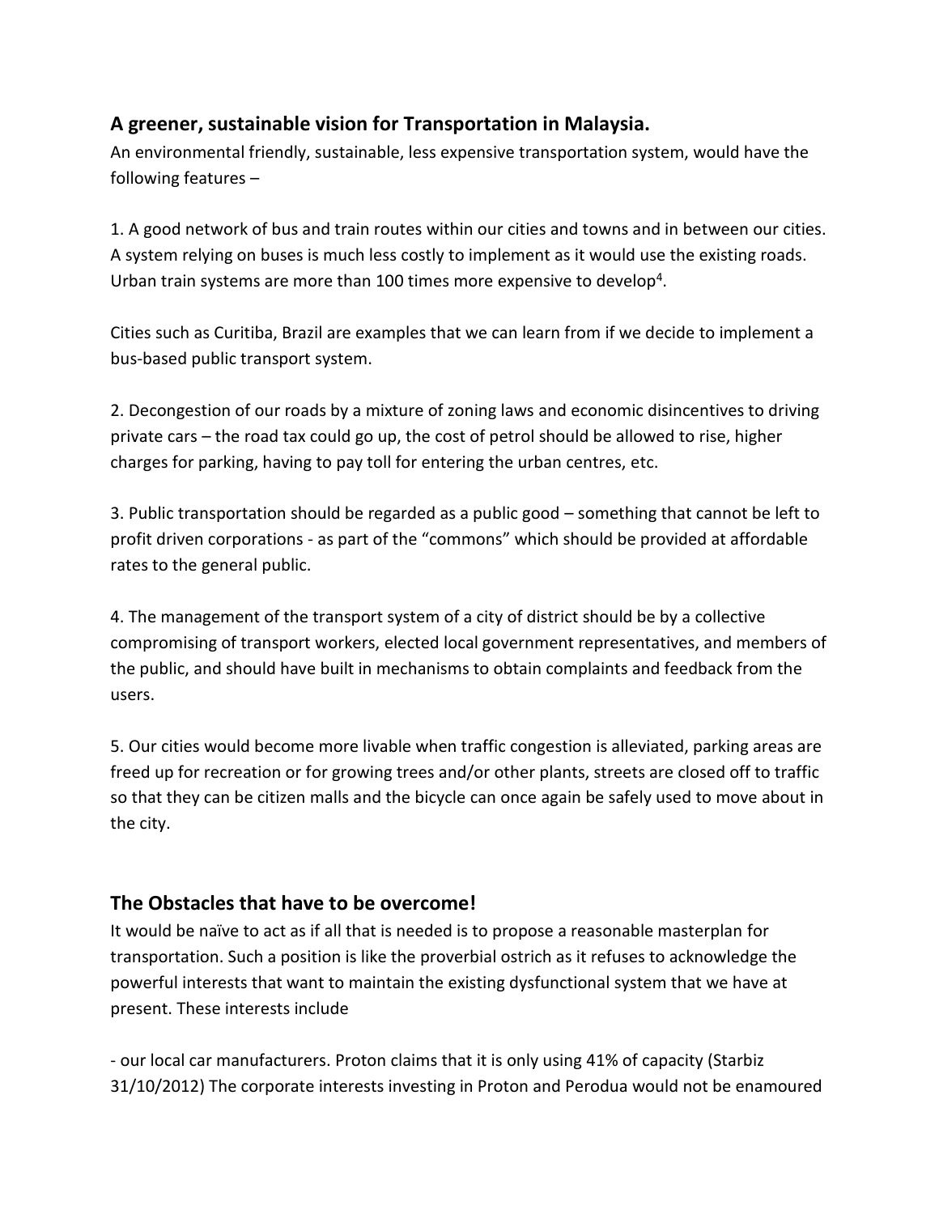## A greener, sustainable vision for Transportation in Malaysia.

An environmental friendly, sustainable, less expensive transportation system, would have the following features –

1. A good network of bus and train routes within our cities and towns and in between our cities. A system relying on buses is much less costly to implement as it would use the existing roads. Urban train systems are more than 100 times more expensive to develop[4].

Cities such as Curitiba, Brazil are examples that we can learn from if we decide to implement a bus-based public transport system.

2. Decongestion of our roads by a mixture of zoning laws and economic disincentives to driving private cars – the road tax could go up, the cost of petrol should be allowed to rise, higher charges for parking, having to pay toll for entering the urban centres, etc.

3. Public transportation should be regarded as a public good – something that cannot be left to profit driven corporations - as part of the "commons" which should be provided at affordable rates to the general public.

4. The management of the transport system of a city of district should be by a collective compromising of transport workers, elected local government representatives, and members of the public, and should have built in mechanisms to obtain complaints and feedback from the users.

5. Our cities would become more livable when traffic congestion is alleviated, parking areas are freed up for recreation or for growing trees and/or other plants, streets are closed off to traffic so that they can be citizen malls and the bicycle can once again be safely used to move about in the city.

## The Obstacles that have to be overcome!

It would be naïve to act as if all that is needed is to propose a reasonable masterplan for transportation. Such a position is like the proverbial ostrich as it refuses to acknowledge the powerful interests that want to maintain the existing dysfunctional system that we have at present. These interests include

- our local car manufacturers. Proton claims that it is only using 41% of capacity (Starbiz 31/10/2012) The corporate interests investing in Proton and Perodua would not be enamoured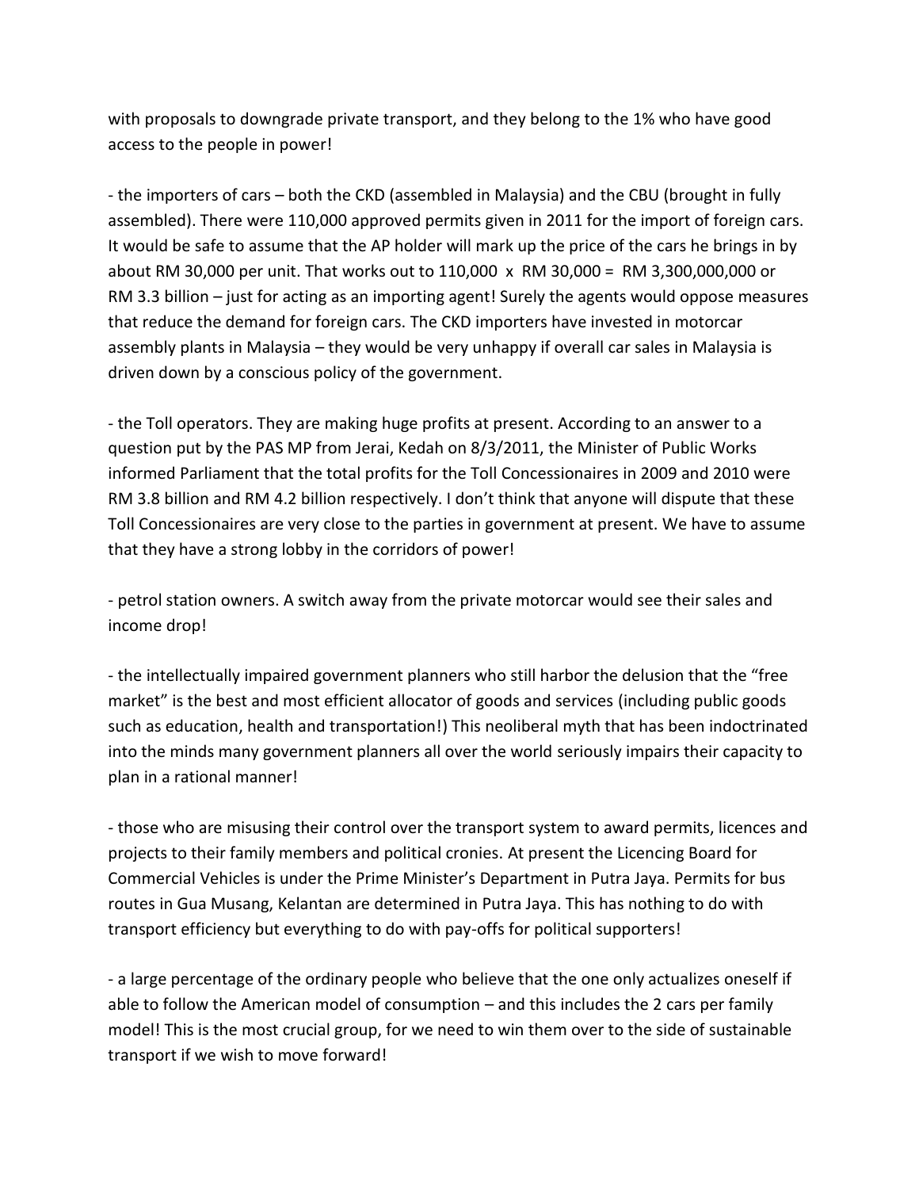with proposals to downgrade private transport, and they belong to the 1% who have good access to the people in power!

- the importers of cars – both the CKD (assembled in Malaysia) and the CBU (brought in fully assembled). There were 110,000 approved permits given in 2011 for the import of foreign cars. It would be safe to assume that the AP holder will mark up the price of the cars he brings in by about RM 30,000 per unit. That works out to 110,000 x RM 30,000 = RM 3,300,000,000 or RM 3.3 billion – just for acting as an importing agent! Surely the agents would oppose measures that reduce the demand for foreign cars. The CKD importers have invested in motorcar assembly plants in Malaysia – they would be very unhappy if overall car sales in Malaysia is driven down by a conscious policy of the government.

- the Toll operators. They are making huge profits at present. According to an answer to a question put by the PAS MP from Jerai, Kedah on 8/3/2011, the Minister of Public Works informed Parliament that the total profits for the Toll Concessionaires in 2009 and 2010 were RM 3.8 billion and RM 4.2 billion respectively. I don't think that anyone will dispute that these Toll Concessionaires are very close to the parties in government at present. We have to assume that they have a strong lobby in the corridors of power!

- petrol station owners. A switch away from the private motorcar would see their sales and income drop!

- the intellectually impaired government planners who still harbor the delusion that the "free market" is the best and most efficient allocator of goods and services (including public goods such as education, health and transportation!) This neoliberal myth that has been indoctrinated into the minds many government planners all over the world seriously impairs their capacity to plan in a rational manner!

- those who are misusing their control over the transport system to award permits, licences and projects to their family members and political cronies. At present the Licencing Board for Commercial Vehicles is under the Prime Minister's Department in Putra Jaya. Permits for bus routes in Gua Musang, Kelantan are determined in Putra Jaya. This has nothing to do with transport efficiency but everything to do with pay-offs for political supporters!

- a large percentage of the ordinary people who believe that the one only actualizes oneself if able to follow the American model of consumption – and this includes the 2 cars per family model! This is the most crucial group, for we need to win them over to the side of sustainable transport if we wish to move forward!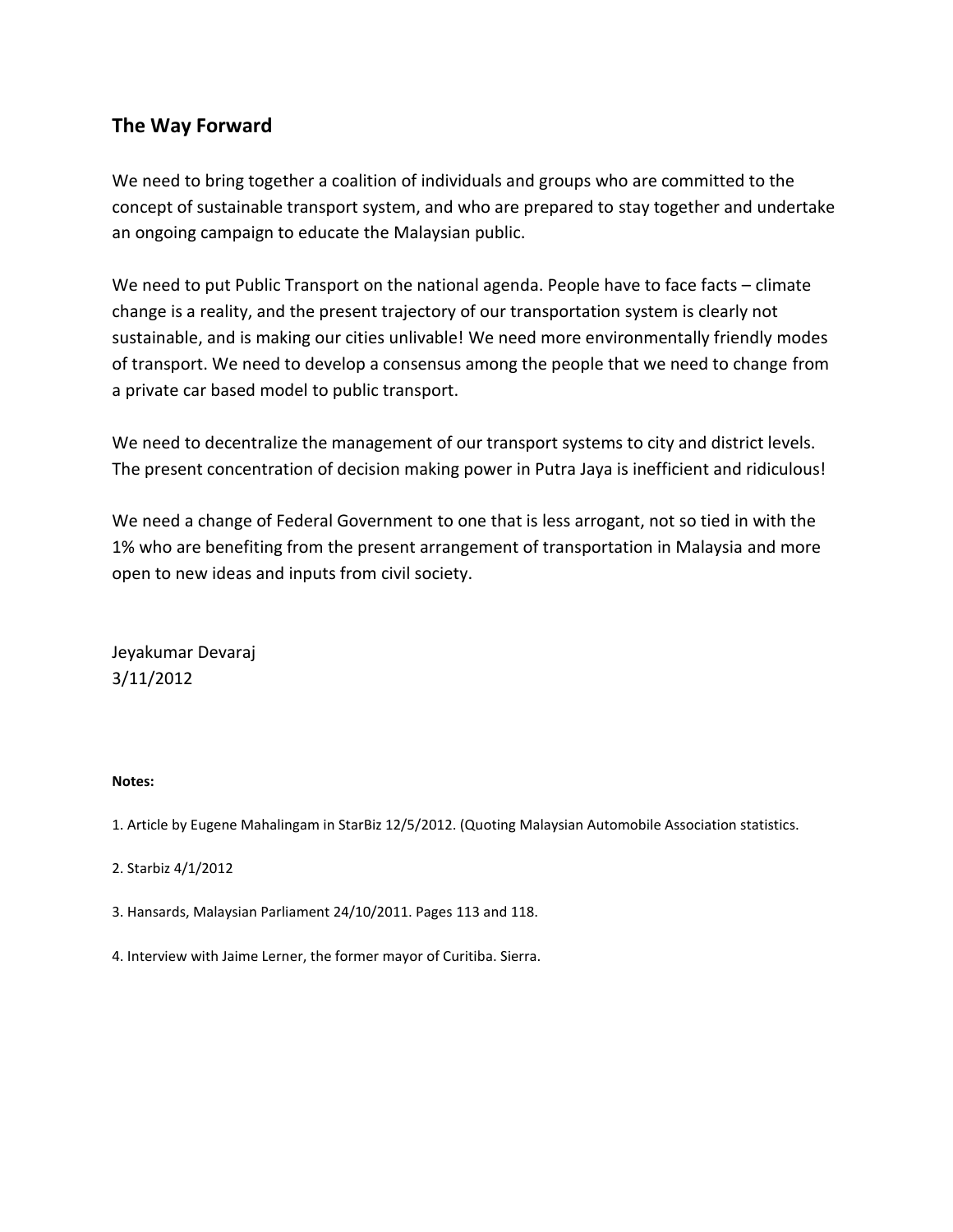## The Way Forward

We need to bring together a coalition of individuals and groups who are committed to the concept of sustainable transport system, and who are prepared to stay together and undertake an ongoing campaign to educate the Malaysian public.

We need to put Public Transport on the national agenda. People have to face facts – climate change is a reality, and the present trajectory of our transportation system is clearly not sustainable, and is making our cities unlivable! We need more environmentally friendly modes of transport. We need to develop a consensus among the people that we need to change from a private car based model to public transport.

We need to decentralize the management of our transport systems to city and district levels. The present concentration of decision making power in Putra Jaya is inefficient and ridiculous!

We need a change of Federal Government to one that is less arrogant, not so tied in with the 1% who are benefiting from the present arrangement of transportation in Malaysia and more open to new ideas and inputs from civil society.

Jeyakumar Devaraj
3/11/2012

**Notes:**

1. Article by Eugene Mahalingam in StarBiz 12/5/2012. (Quoting Malaysian Automobile Association statistics.

2. Starbiz 4/1/2012

3. Hansards, Malaysian Parliament 24/10/2011. Pages 113 and 118.

4. Interview with Jaime Lerner, the former mayor of Curitiba. Sierra.